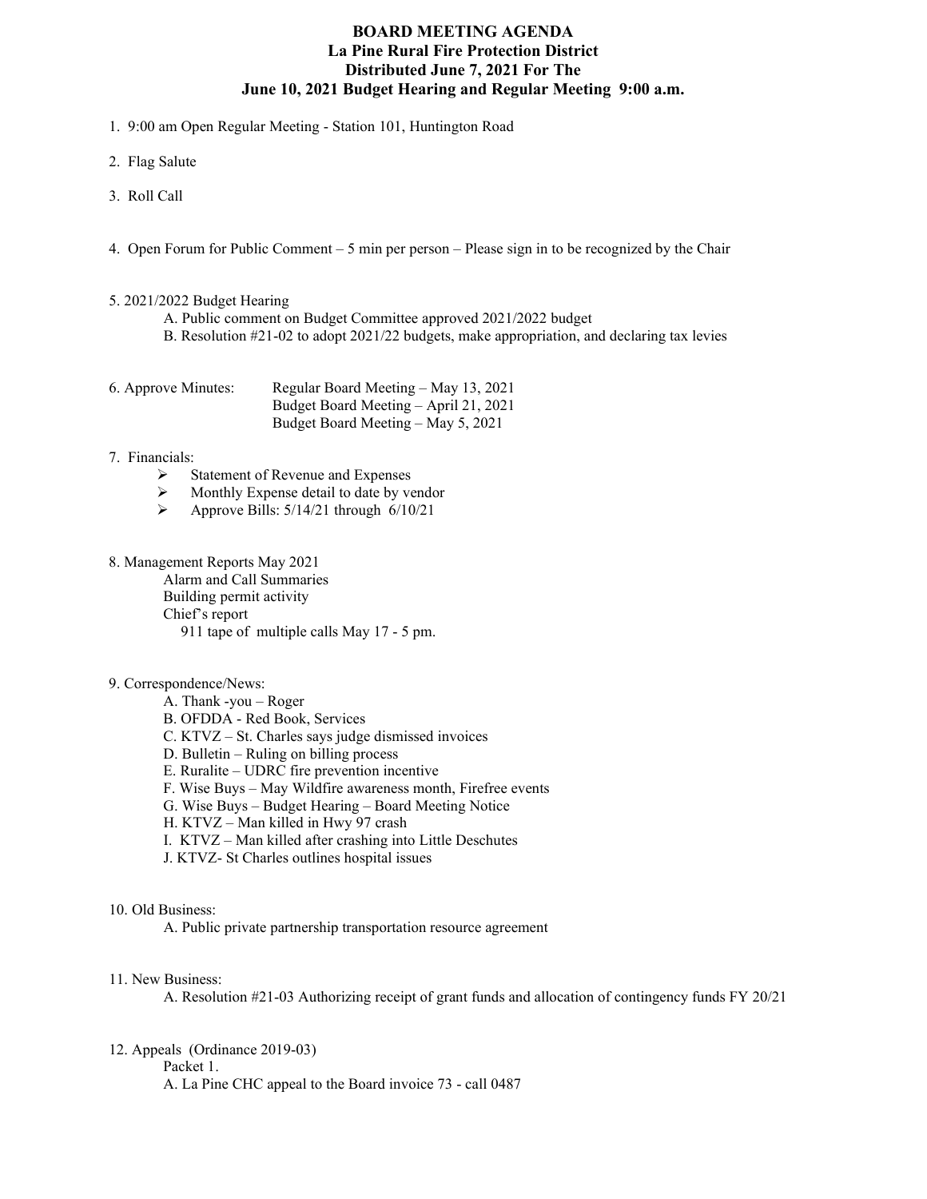# BOARD MEETING AGENDA
## La Pine Rural Fire Protection District
## Distributed June 7, 2021 For The
## June 10, 2021 Budget Hearing and Regular Meeting 9:00 a.m.

1. 9:00 am Open Regular Meeting - Station 101, Huntington Road

2. Flag Salute

3. Roll Call

4. Open Forum for Public Comment – 5 min per person – Please sign in to be recognized by the Chair

5. 2021/2022 Budget Hearing
   - A. Public comment on Budget Committee approved 2021/2022 budget
   - B. Resolution #21-02 to adopt 2021/22 budgets, make appropriation, and declaring tax levies

6. Approve Minutes:
   - Regular Board Meeting – May 13, 2021
   - Budget Board Meeting – April 21, 2021
   - Budget Board Meeting – May 5, 2021

7. Financials:
   - Statement of Revenue and Expenses
   - Monthly Expense detail to date by vendor
   - Approve Bills: 5/14/21 through 6/10/21

8. Management Reports May 2021
   - Alarm and Call Summaries
   - Building permit activity
   - Chief's report
     - 911 tape of multiple calls May 17 - 5 pm.

9. Correspondence/News:
   - A. Thank -you – Roger
   - B. OFDDA - Red Book, Services
   - C. KTVZ – St. Charles says judge dismissed invoices
   - D. Bulletin – Ruling on billing process
   - E. Ruralite – UDRC fire prevention incentive
   - F. Wise Buys – May Wildfire awareness month, Firefree events
   - G. Wise Buys – Budget Hearing – Board Meeting Notice
   - H. KTVZ – Man killed in Hwy 97 crash
   - I. KTVZ – Man killed after crashing into Little Deschutes
   - J. KTVZ- St Charles outlines hospital issues

10. Old Business:
    - A. Public private partnership transportation resource agreement

11. New Business:
    - A. Resolution #21-03 Authorizing receipt of grant funds and allocation of contingency funds FY 20/21

12. Appeals (Ordinance 2019-03)
    - Packet 1.
    - A. La Pine CHC appeal to the Board invoice 73 - call 0487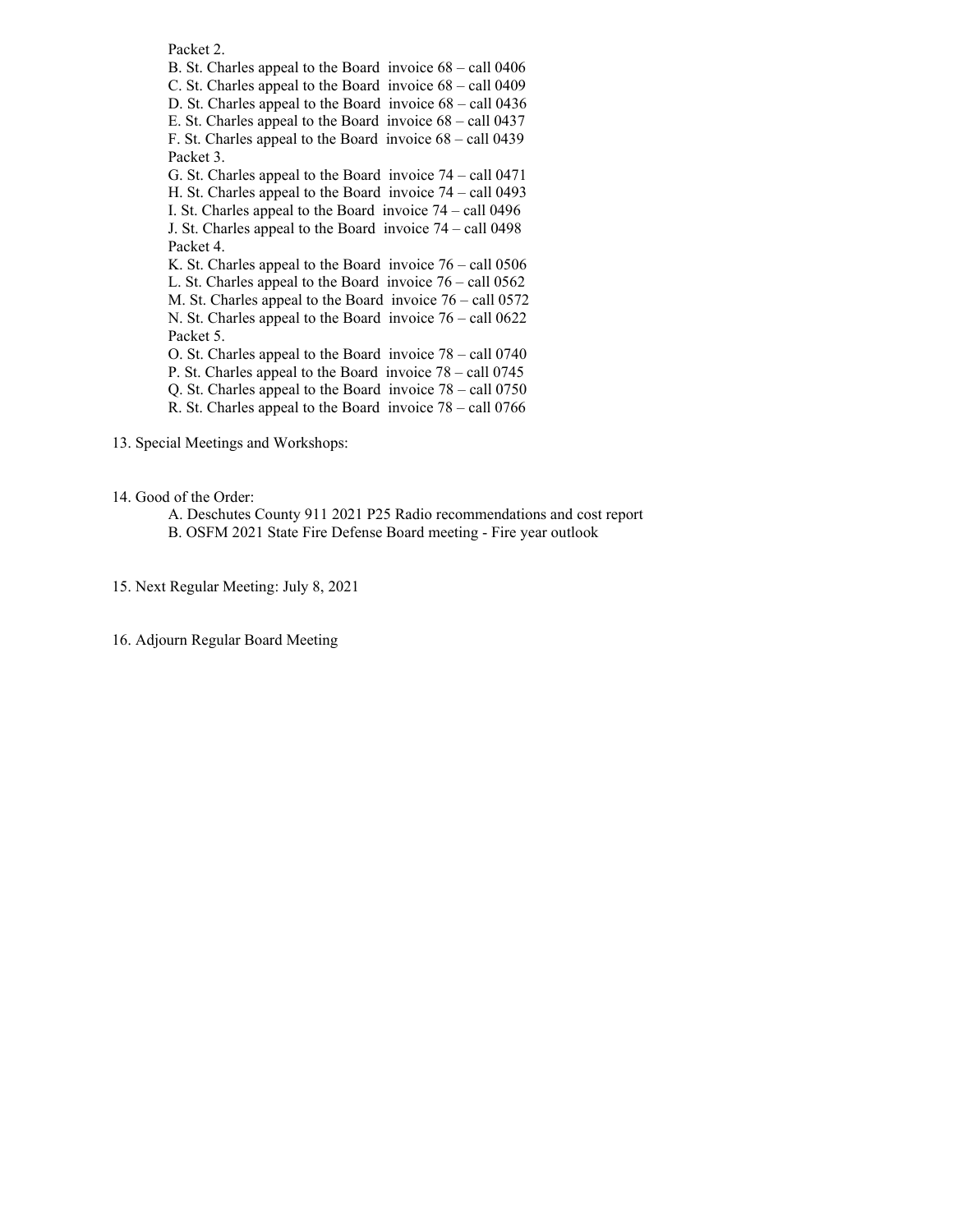Packet 2.

B. St. Charles appeal to the Board invoice 68 – call 0406
C. St. Charles appeal to the Board invoice 68 – call 0409
D. St. Charles appeal to the Board invoice 68 – call 0436
E. St. Charles appeal to the Board invoice 68 – call 0437
F. St. Charles appeal to the Board invoice 68 – call 0439

Packet 3.

G. St. Charles appeal to the Board invoice 74 – call 0471
H. St. Charles appeal to the Board invoice 74 – call 0493
I. St. Charles appeal to the Board invoice 74 – call 0496
J. St. Charles appeal to the Board invoice 74 – call 0498

Packet 4.

K. St. Charles appeal to the Board invoice 76 – call 0506
L. St. Charles appeal to the Board invoice 76 – call 0562
M. St. Charles appeal to the Board invoice 76 – call 0572
N. St. Charles appeal to the Board invoice 76 – call 0622

Packet 5.

O. St. Charles appeal to the Board invoice 78 – call 0740
P. St. Charles appeal to the Board invoice 78 – call 0745
Q. St. Charles appeal to the Board invoice 78 – call 0750
R. St. Charles appeal to the Board invoice 78 – call 0766

13. Special Meetings and Workshops:

14. Good of the Order:

A. Deschutes County 911 2021 P25 Radio recommendations and cost report
B. OSFM 2021 State Fire Defense Board meeting - Fire year outlook

15. Next Regular Meeting: July 8, 2021

16. Adjourn Regular Board Meeting